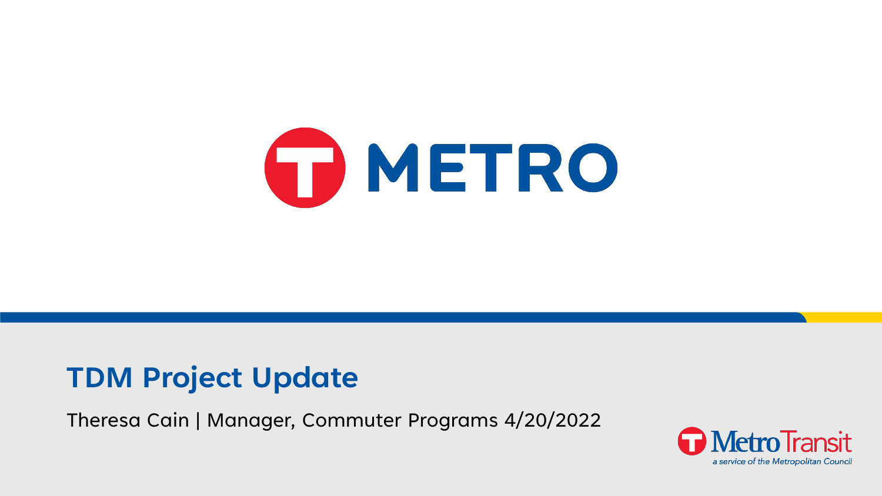METRO

# TDM Project Update

Theresa Cain | Manager, Commuter Programs 4/20/2022

Metro Transit

*a service of the Metropolitan Council*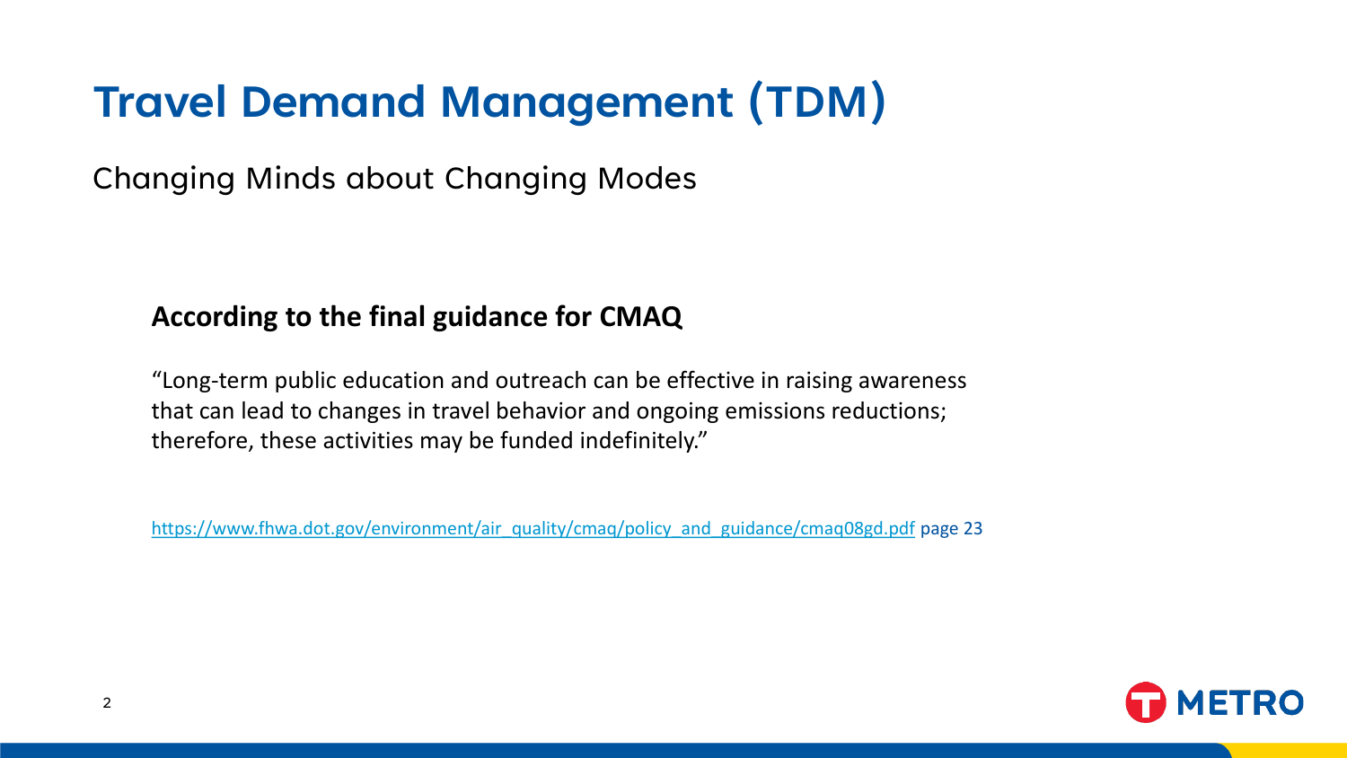# Travel Demand Management (TDM)

Changing Minds about Changing Modes

**According to the final guidance for CMAQ**

"Long-term public education and outreach can be effective in raising awareness that can lead to changes in travel behavior and ongoing emissions reductions; therefore, these activities may be funded indefinitely."

https://www.fhwa.dot.gov/environment/air_quality/cmaq/policy_and_guidance/cmaq08gd.pdf page 23

METRO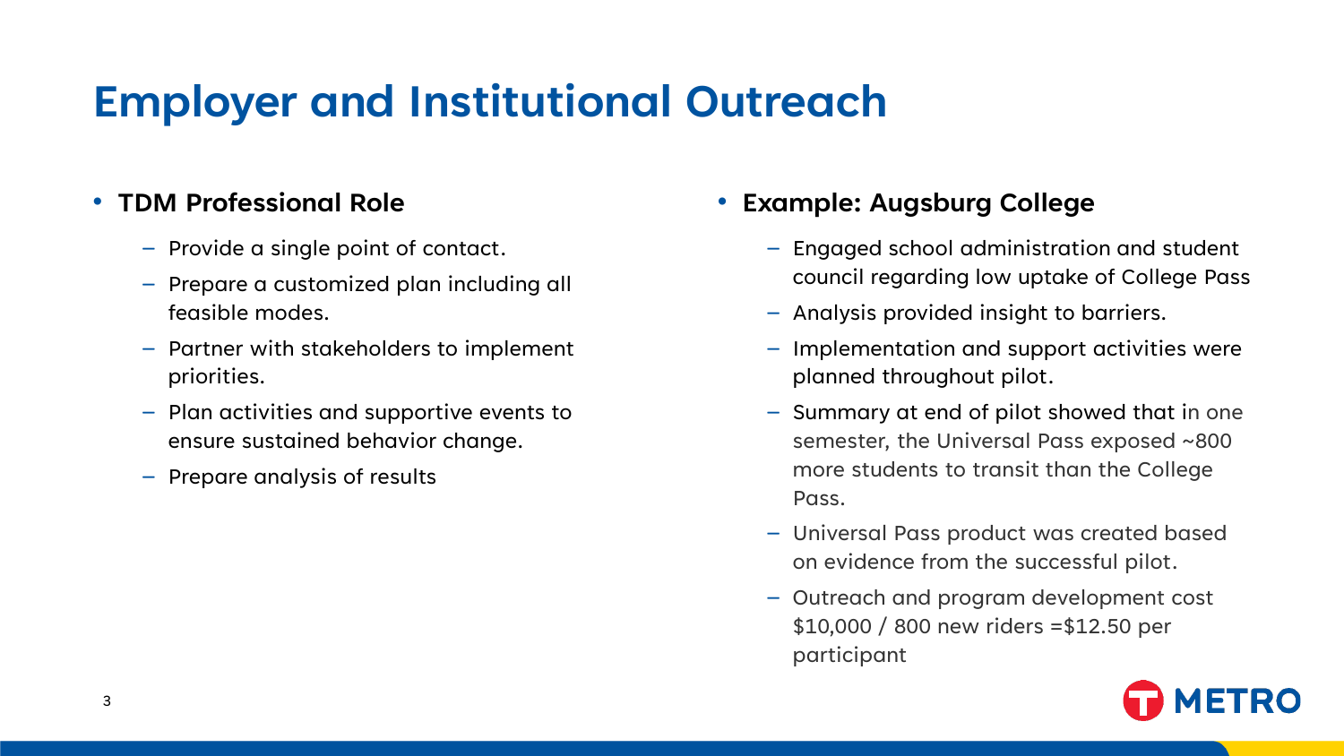# Employer and Institutional Outreach

- **TDM Professional Role**
  - Provide a single point of contact.
  - Prepare a customized plan including all feasible modes.
  - Partner with stakeholders to implement priorities.
  - Plan activities and supportive events to ensure sustained behavior change.
  - Prepare analysis of results

- **Example: Augsburg College**
  - Engaged school administration and student council regarding low uptake of College Pass
  - Analysis provided insight to barriers.
  - Implementation and support activities were planned throughout pilot.
  - Summary at end of pilot showed that in one semester, the Universal Pass exposed ~800 more students to transit than the College Pass.
  - Universal Pass product was created based on evidence from the successful pilot.
  - Outreach and program development cost $10,000 / 800 new riders =$12.50 per participant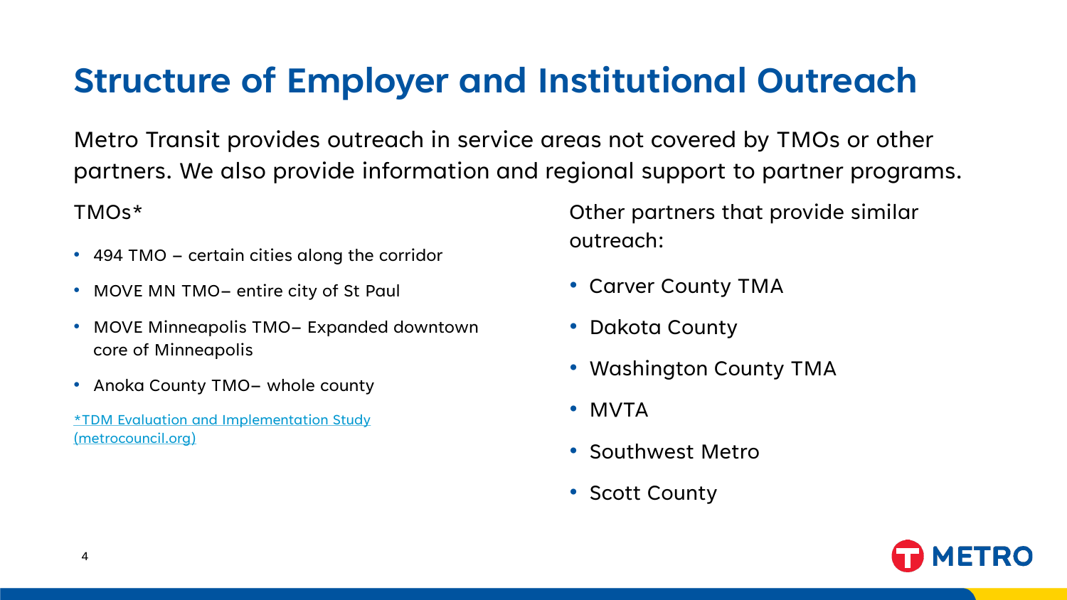# Structure of Employer and Institutional Outreach

Metro Transit provides outreach in service areas not covered by TMOs or other partners. We also provide information and regional support to partner programs.

TMOs*

- 494 TMO – certain cities along the corridor
- MOVE MN TMO– entire city of St Paul
- MOVE Minneapolis TMO– Expanded downtown core of Minneapolis
- Anoka County TMO– whole county

*TDM Evaluation and Implementation Study (metrocouncil.org)

Other partners that provide similar outreach:

- Carver County TMA
- Dakota County
- Washington County TMA
- MVTA
- Southwest Metro
- Scott County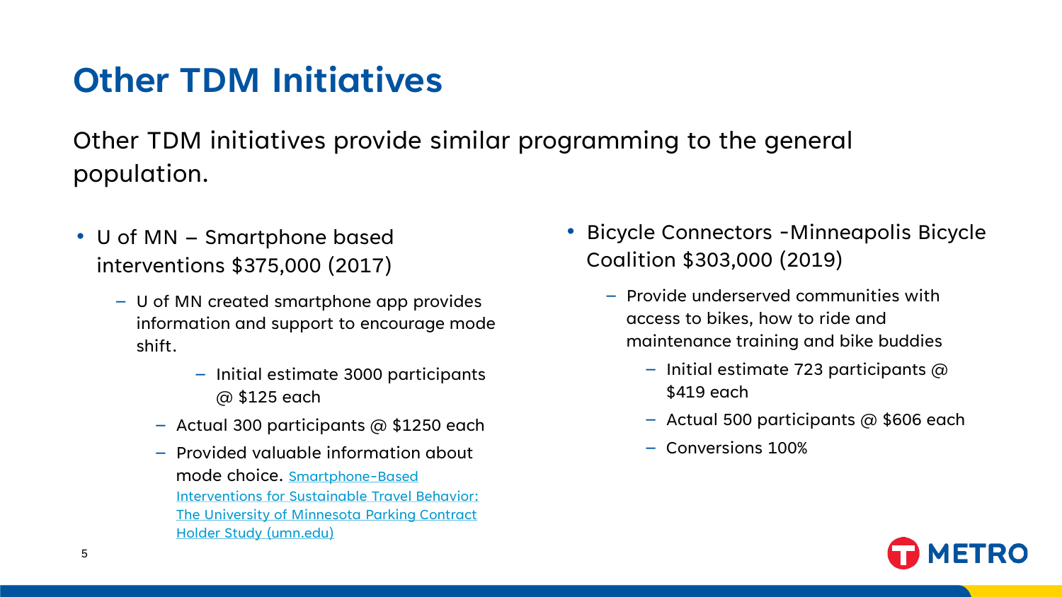# Other TDM Initiatives

Other TDM initiatives provide similar programming to the general population.

- U of MN – Smartphone based interventions $375,000 (2017)
  - U of MN created smartphone app provides information and support to encourage mode shift.
    - Initial estimate 3000 participants @ $125 each
  - Actual 300 participants @ $1250 each
  - Provided valuable information about mode choice. [Smartphone-Based Interventions for Sustainable Travel Behavior: The University of Minnesota Parking Contract Holder Study (umn.edu)]

- Bicycle Connectors -Minneapolis Bicycle Coalition $303,000 (2019)
  - Provide underserved communities with access to bikes, how to ride and maintenance training and bike buddies
    - Initial estimate 723 participants @ $419 each
    - Actual 500 participants @ $606 each
    - Conversions 100%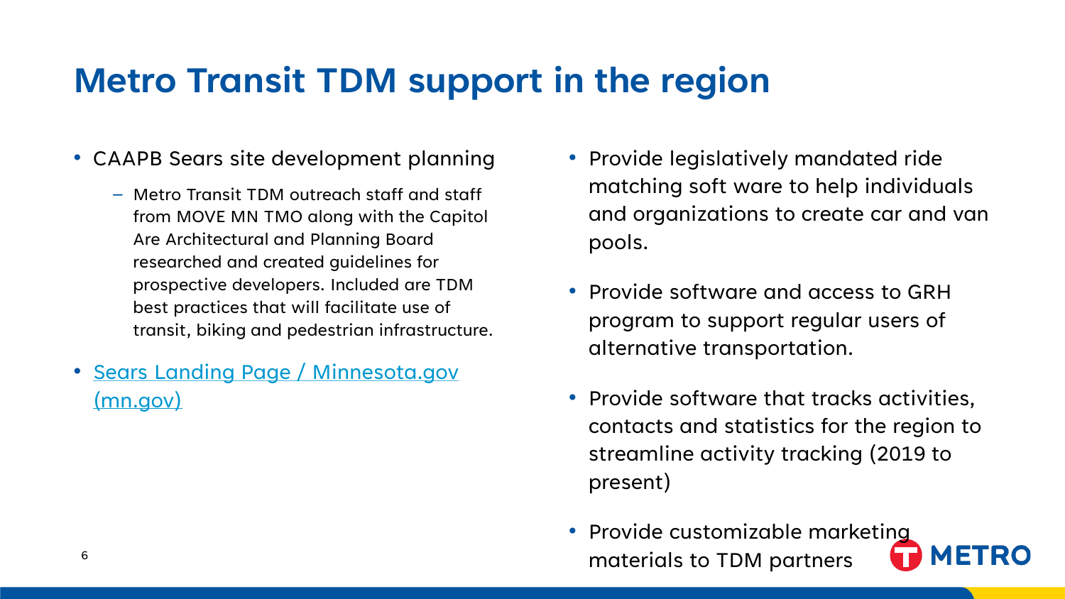# Metro Transit TDM support in the region

- CAAPB Sears site development planning
  - Metro Transit TDM outreach staff and staff from MOVE MN TMO along with the Capitol Are Architectural and Planning Board researched and created guidelines for prospective developers. Included are TDM best practices that will facilitate use of transit, biking and pedestrian infrastructure.
- Sears Landing Page / Minnesota.gov (mn.gov)

- Provide legislatively mandated ride matching soft ware to help individuals and organizations to create car and van pools.
- Provide software and access to GRH program to support regular users of alternative transportation.
- Provide software that tracks activities, contacts and statistics for the region to streamline activity tracking (2019 to present)
- Provide customizable marketing materials to TDM partners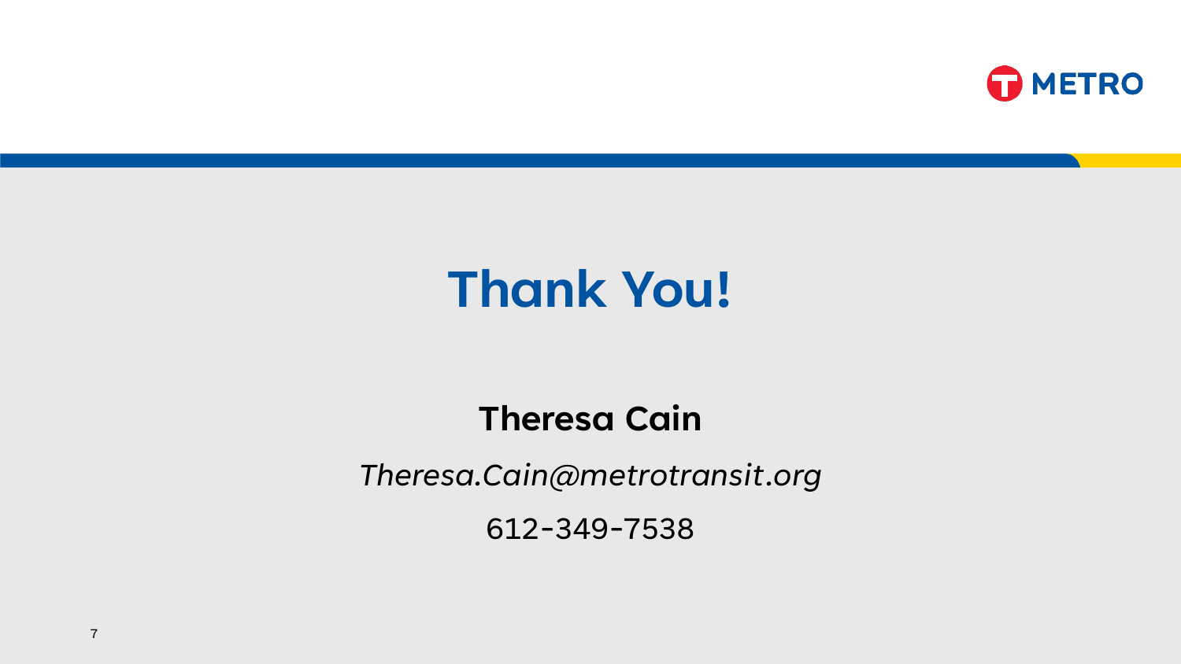METRO

# Thank You!

**Theresa Cain**

*Theresa.Cain@metrotransit.org*

612-349-7538